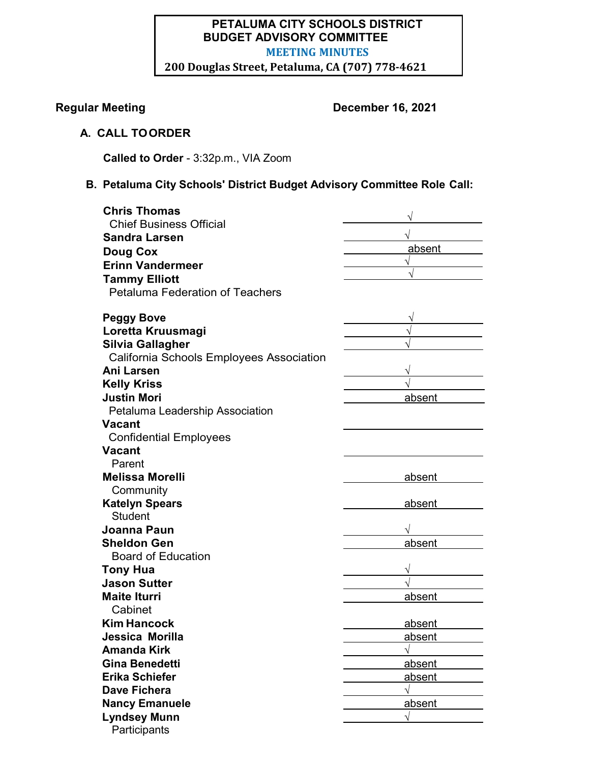**PETALUMA CITY SCHOOLS DISTRICT**
**BUDGET ADVISORY COMMITTEE**
**MEETING MINUTES**
**200 Douglas Street, Petaluma, CA (707) 778-4621**

**Regular Meeting** **December 16, 2021**

### A. CALL TO ORDER

**Called to Order** - 3:32p.m., VIA Zoom

### B. Petaluma City Schools' District Budget Advisory Committee Role Call:

| Name | Attendance |
|---|---|
| **Chris Thomas** | √ |
| Chief Business Official | |
| **Sandra Larsen** | √ |
| **Doug Cox** | absent |
| **Erinn Vandermeer** | √ |
| **Tammy Elliott** | √ |
| Petaluma Federation of Teachers | |
| **Peggy Bove** | √ |
| **Loretta Kruusmagi** | √ |
| **Silvia Gallagher** | √ |
| California Schools Employees Association | |
| **Ani Larsen** | √ |
| **Kelly Kriss** | √ |
| **Justin Mori** | absent |
| Petaluma Leadership Association | |
| **Vacant** | |
| Confidential Employees | |
| **Vacant** | |
| Parent | |
| **Melissa Morelli** | absent |
| Community | |
| **Katelyn Spears** | absent |
| Student | |
| **Joanna Paun** | √ |
| **Sheldon Gen** | absent |
| Board of Education | |
| **Tony Hua** | √ |
| **Jason Sutter** | √ |
| **Maite Iturri** | absent |
| Cabinet | |
| **Kim Hancock** | absent |
| **Jessica Morilla** | absent |
| **Amanda Kirk** | √ |
| **Gina Benedetti** | absent |
| **Erika Schiefer** | absent |
| **Dave Fichera** | √ |
| **Nancy Emanuele** | absent |
| **Lyndsey Munn** | √ |
| Participants | |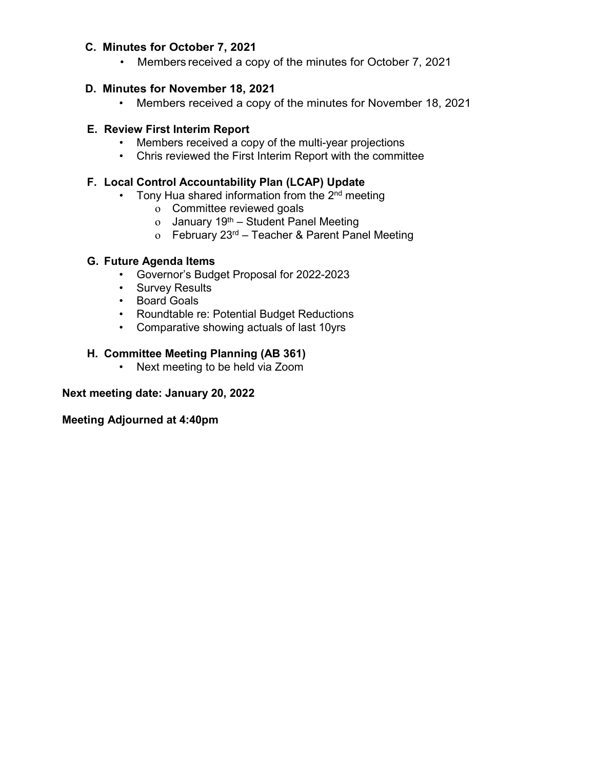### C. Minutes for October 7, 2021

- Members received a copy of the minutes for October 7, 2021

### D. Minutes for November 18, 2021

- Members received a copy of the minutes for November 18, 2021

### E. Review First Interim Report

- Members received a copy of the multi-year projections
- Chris reviewed the First Interim Report with the committee

### F. Local Control Accountability Plan (LCAP) Update

- Tony Hua shared information from the 2nd meeting
  - Committee reviewed goals
  - January 19th – Student Panel Meeting
  - February 23rd – Teacher & Parent Panel Meeting

### G. Future Agenda Items

- Governor's Budget Proposal for 2022-2023
- Survey Results
- Board Goals
- Roundtable re: Potential Budget Reductions
- Comparative showing actuals of last 10yrs

### H. Committee Meeting Planning (AB 361)

- Next meeting to be held via Zoom

**Next meeting date: January 20, 2022**

**Meeting Adjourned at 4:40pm**